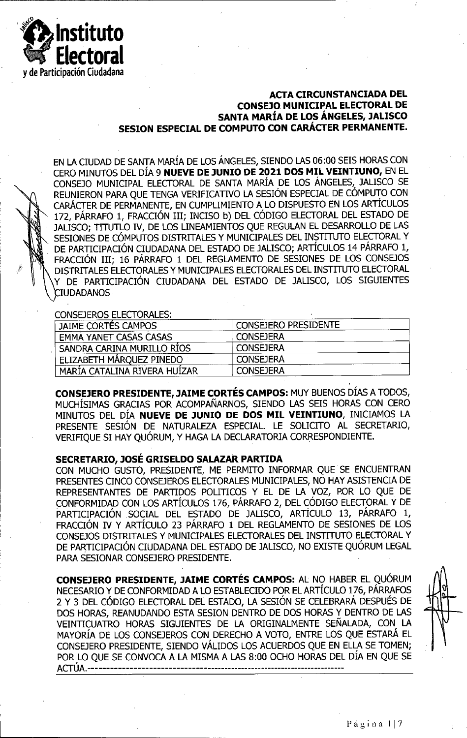Instituto Electoral y de Participación Ciudadana

## ACTA CIRCUNSTANCIADA DEL CONSEJO MUNICIPAL ELECTORAL DE SANTA MARÍA DE LOS ÁNGELES, JALISCO SESION ESPECIAL DE COMPUTO CON CARÁCTER PERMANENTE.

EN LA CIUDAD DE SANTA MARÍA DE LOS ÁNGELES, SIENDO LAS 06:00 SEIS HORAS CON CERO MINUTOS DEL DÍA 9 **NUEVE DE JUNIO DE 2021 DOS MIL VEINTIUNO,** EN EL CONSEJO MUNICIPAL ELECTORAL DE SANTA MARÍA DE LOS ÁNGELES, JALISCO SE REUNIERON PARA QUE TENGA VERIFICATIVO LA SESIÓN ESPECIAL DE CÓMPUTO CON CARÁCTER DE PERMANENTE, EN CUMPLIMIENTO A LO DISPUESTO EN LOS ARTÍCULOS 172, PÁRRAFO 1, FRACCIÓN III; INCISO b) DEL CÓDIGO ELECTORAL DEL ESTADO DE JALISCO; TITUTLO IV, DE LOS LINEAMIENTOS QUE REGULAN EL DESARROLLO DE LAS SESIONES DE CÓMPUTOS DISTRITALES Y MUNICIPALES DEL INSTITUTO ELECTORAL Y DE PARTICIPACIÓN CIUDADANA DEL ESTADO DE JALISCO; ARTÍCULOS 14 PÁRRAFO 1, FRACCIÓN III; 16 PÁRRAFO 1 DEL REGLAMENTO DE SESIONES DE LOS CONSEJOS DISTRITALES ELECTORALES Y MUNICIPALES ELECTORALES DEL INSTITUTO ELECTORAL Y DE PARTICIPACIÓN CIUDADANA DEL ESTADO DE JALISCO, LOS SIGUIENTES CIUDADANOS

CONSEJEROS ELECTORALES:

| | |
|---|---|
| JAIME CORTÉS CAMPOS | CONSEJERO PRESIDENTE |
| EMMA YANET CASAS CASAS | CONSEJERA |
| SANDRA CARINA MURILLO RÍOS | CONSEJERA |
| ELIZABETH MÁRQUEZ PINEDO | CONSEJERA |
| MARÍA CATALINA RIVERA HUÍZAR | CONSEJERA |

**CONSEJERO PRESIDENTE, JAIME CORTÉS CAMPOS:** MUY BUENOS DÍAS A TODOS, MUCHÍSIMAS GRACIAS POR ACOMPAÑARNOS, SIENDO LAS SEIS HORAS CON CERO MINUTOS DEL DÍA **NUEVE DE JUNIO DE DOS MIL VEINTIUNO**, INICIAMOS LA PRESENTE SESIÓN DE NATURALEZA ESPECIAL. LE SOLICITO AL SECRETARIO, VERIFIQUE SI HAY QUÓRUM, Y HAGA LA DECLARATORIA CORRESPONDIENTE.

**SECRETARIO, JOSÉ GRISELDO SALAZAR PARTIDA**

CON MUCHO GUSTO, PRESIDENTE, ME PERMITO INFORMAR QUE SE ENCUENTRAN PRESENTES CINCO CONSEJEROS ELECTORALES MUNICIPALES, NO HAY ASISTENCIA DE REPRESENTANTES DE PARTIDOS POLITICOS Y EL DE LA VOZ, POR LO QUE DE CONFORMIDAD CON LOS ARTÍCULOS 176, PÁRRAFO 2, DEL CÓDIGO ELECTORAL Y DE PARTICIPACIÓN SOCIAL DEL ESTADO DE JALISCO, ARTÍCULO 13, PÁRRAFO 1, FRACCIÓN IV Y ARTÍCULO 23 PÁRRAFO 1 DEL REGLAMENTO DE SESIONES DE LOS CONSEJOS DISTRITALES Y MUNICIPALES ELECTORALES DEL INSTITUTO ELECTORAL Y DE PARTICIPACIÓN CIUDADANA DEL ESTADO DE JALISCO, NO EXISTE QUÓRUM LEGAL PARA SESIONAR CONSEJERO PRESIDENTE.

**CONSEJERO PRESIDENTE, JAIME CORTÉS CAMPOS:** AL NO HABER EL QUÓRUM NECESARIO Y DE CONFORMIDAD A LO ESTABLECIDO POR EL ARTÍCULO 176, PÁRRAFOS 2 Y 3 DEL CÓDIGO ELECTORAL DEL ESTADO, LA SESIÓN SE CELEBRARÁ DESPUÉS DE DOS HORAS, REANUDANDO ESTA SESION DENTRO DE DOS HORAS Y DENTRO DE LAS VEINTICUATRO HORAS SIGUIENTES DE LA ORIGINALMENTE SEÑALADA, CON LA MAYORÍA DE LOS CONSEJEROS CON DERECHO A VOTO, ENTRE LOS QUE ESTARÁ EL CONSEJERO PRESIDENTE, SIENDO VÁLIDOS LOS ACUERDOS QUE EN ELLA SE TOMEN; POR LO QUE SE CONVOCA A LA MISMA A LAS 8:00 OCHO HORAS DEL DÍA EN QUE SE ACTÚA.---------------------------------------------------------------------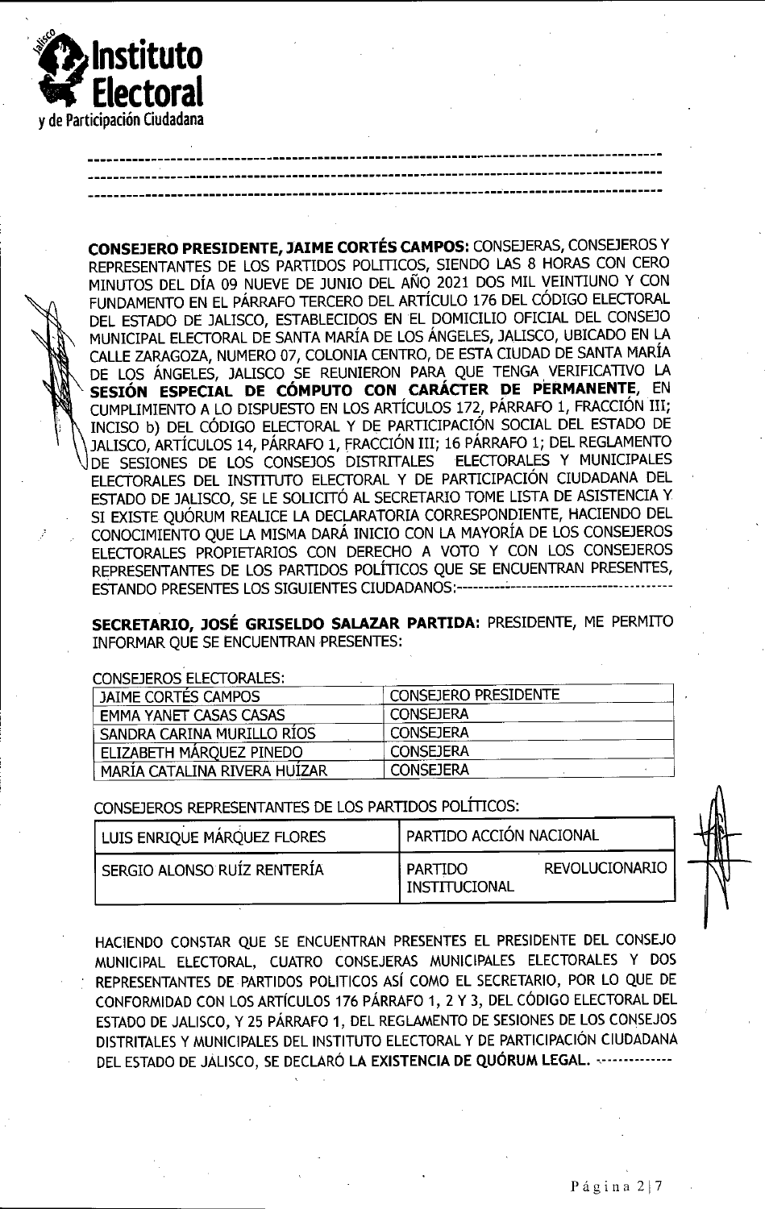---

---

---

**CONSEJERO PRESIDENTE, JAIME CORTÉS CAMPOS:** CONSEJERAS, CONSEJEROS Y REPRESENTANTES DE LOS PARTIDOS POLITICOS, SIENDO LAS 8 HORAS CON CERO MINUTOS DEL DÍA 09 NUEVE DE JUNIO DEL AÑO 2021 DOS MIL VEINTIUNO Y CON FUNDAMENTO EN EL PÁRRAFO TERCERO DEL ARTÍCULO 176 DEL CÓDIGO ELECTORAL DEL ESTADO DE JALISCO, ESTABLECIDOS EN EL DOMICILIO OFICIAL DEL CONSEJO MUNICIPAL ELECTORAL DE SANTA MARÍA DE LOS ÁNGELES, JALISCO, UBICADO EN LA CALLE ZARAGOZA, NUMERO 07, COLONIA CENTRO, DE ESTA CIUDAD DE SANTA MARÍA DE LOS ÁNGELES, JALISCO SE REUNIERON PARA QUE TENGA VERIFICATIVO LA **SESIÓN ESPECIAL DE CÓMPUTO CON CARÁCTER DE PERMANENTE**, EN CUMPLIMIENTO A LO DISPUESTO EN LOS ARTÍCULOS 172, PÁRRAFO 1, FRACCIÓN III; INCISO b) DEL CÓDIGO ELECTORAL Y DE PARTICIPACIÓN SOCIAL DEL ESTADO DE JALISCO, ARTÍCULOS 14, PÁRRAFO 1, FRACCIÓN III; 16 PÁRRAFO 1; DEL REGLAMENTO DE SESIONES DE LOS CONSEJOS DISTRITALES ELECTORALES Y MUNICIPALES ELECTORALES DEL INSTITUTO ELECTORAL Y DE PARTICIPACIÓN CIUDADANA DEL ESTADO DE JALISCO, SE LE SOLICITÓ AL SECRETARIO TOME LISTA DE ASISTENCIA Y SI EXISTE QUÓRUM REALICE LA DECLARATORIA CORRESPONDIENTE, HACIENDO DEL CONOCIMIENTO QUE LA MISMA DARÁ INICIO CON LA MAYORÍA DE LOS CONSEJEROS ELECTORALES PROPIETARIOS CON DERECHO A VOTO Y CON LOS CONSEJEROS REPRESENTANTES DE LOS PARTIDOS POLÍTICOS QUE SE ENCUENTRAN PRESENTES, ESTANDO PRESENTES LOS SIGUIENTES CIUDADANOS:------------------------------------

**SECRETARIO, JOSÉ GRISELDO SALAZAR PARTIDA:** PRESIDENTE, ME PERMITO INFORMAR QUE SE ENCUENTRAN PRESENTES:

CONSEJEROS ELECTORALES:

| | |
|---|---|
| JAIME CORTÉS CAMPOS | CONSEJERO PRESIDENTE |
| EMMA YANET CASAS CASAS | CONSEJERA |
| SANDRA CARINA MURILLO RÍOS | CONSEJERA |
| ELIZABETH MÁRQUEZ PINEDO | CONSEJERA |
| MARÍA CATALINA RIVERA HUÍZAR | CONSEJERA |

CONSEJEROS REPRESENTANTES DE LOS PARTIDOS POLÍTICOS:

| | |
|---|---|
| LUIS ENRIQUE MÁRQUEZ FLORES | PARTIDO ACCIÓN NACIONAL |
| SERGIO ALONSO RUÍZ RENTERÍA | PARTIDO REVOLUCIONARIO INSTITUCIONAL |

HACIENDO CONSTAR QUE SE ENCUENTRAN PRESENTES EL PRESIDENTE DEL CONSEJO MUNICIPAL ELECTORAL, CUATRO CONSEJERAS MUNICIPALES ELECTORALES Y DOS REPRESENTANTES DE PARTIDOS POLITICOS ASÍ COMO EL SECRETARIO, POR LO QUE DE CONFORMIDAD CON LOS ARTÍCULOS 176 PÁRRAFO 1, 2 Y 3, DEL CÓDIGO ELECTORAL DEL ESTADO DE JALISCO, Y 25 PÁRRAFO 1, DEL REGLAMENTO DE SESIONES DE LOS CONSEJOS DISTRITALES Y MUNICIPALES DEL INSTITUTO ELECTORAL Y DE PARTICIPACIÓN CIUDADANA DEL ESTADO DE JALISCO, SE DECLARÓ **LA EXISTENCIA DE QUÓRUM LEGAL.** -------------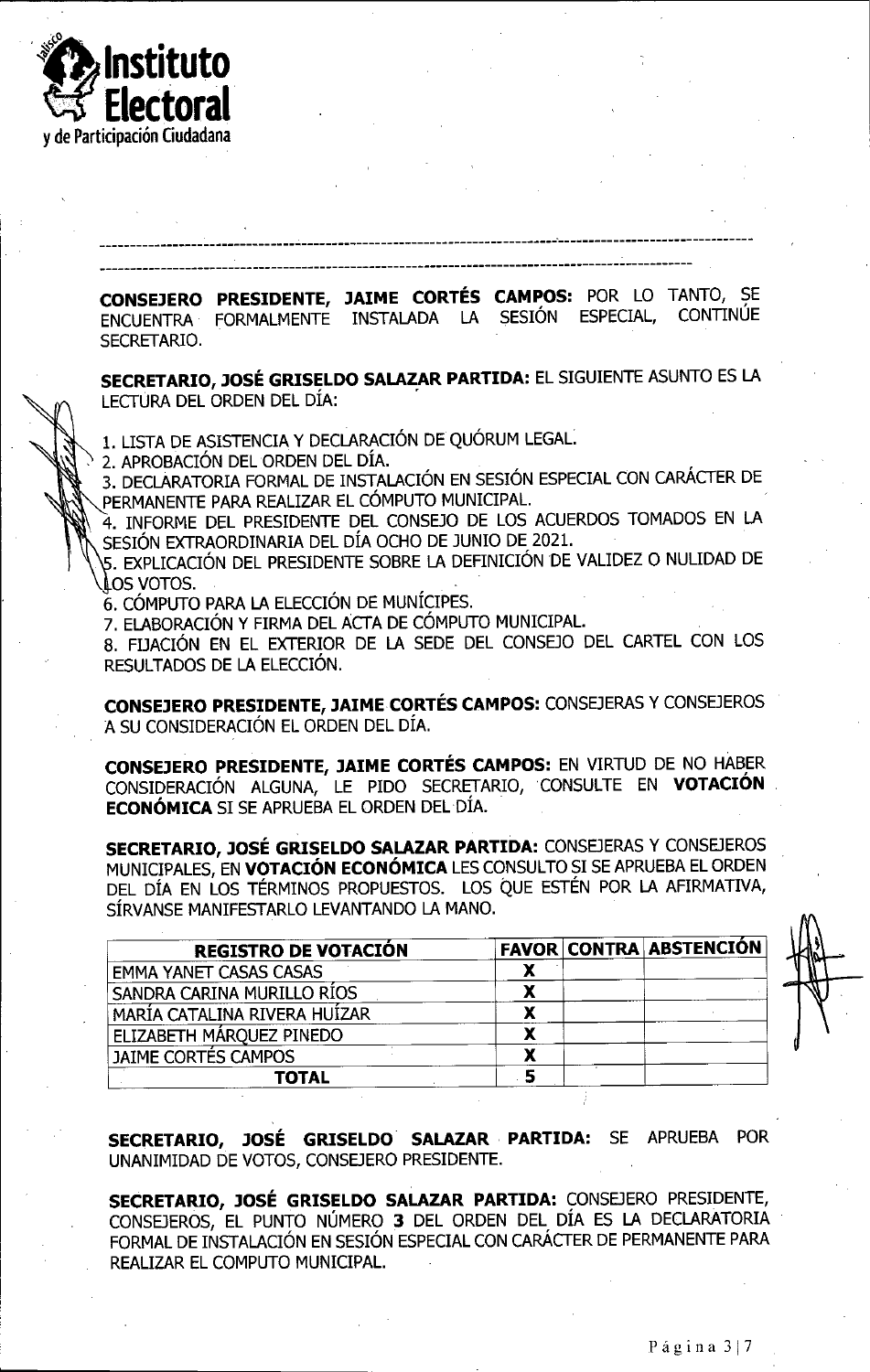**CONSEJERO PRESIDENTE, JAIME CORTÉS CAMPOS:** POR LO TANTO, SE ENCUENTRA FORMALMENTE INSTALADA LA SESIÓN ESPECIAL, CONTINÚE SECRETARIO.

**SECRETARIO, JOSÉ GRISELDO SALAZAR PARTIDA:** EL SIGUIENTE ASUNTO ES LA LECTURA DEL ORDEN DEL DÍA:

1. LISTA DE ASISTENCIA Y DECLARACIÓN DE QUÓRUM LEGAL.
2. APROBACIÓN DEL ORDEN DEL DÍA.
3. DECLARATORIA FORMAL DE INSTALACIÓN EN SESIÓN ESPECIAL CON CARÁCTER DE PERMANENTE PARA REALIZAR EL CÓMPUTO MUNICIPAL.
4. INFORME DEL PRESIDENTE DEL CONSEJO DE LOS ACUERDOS TOMADOS EN LA SESIÓN EXTRAORDINARIA DEL DÍA OCHO DE JUNIO DE 2021.
5. EXPLICACIÓN DEL PRESIDENTE SOBRE LA DEFINICIÓN DE VALIDEZ O NULIDAD DE LOS VOTOS.
6. CÓMPUTO PARA LA ELECCIÓN DE MUNÍCIPES.
7. ELABORACIÓN Y FIRMA DEL ACTA DE CÓMPUTO MUNICIPAL.
8. FIJACIÓN EN EL EXTERIOR DE LA SEDE DEL CONSEJO DEL CARTEL CON LOS RESULTADOS DE LA ELECCIÓN.

**CONSEJERO PRESIDENTE, JAIME CORTÉS CAMPOS:** CONSEJERAS Y CONSEJEROS A SU CONSIDERACIÓN EL ORDEN DEL DÍA.

**CONSEJERO PRESIDENTE, JAIME CORTÉS CAMPOS:** EN VIRTUD DE NO HABER CONSIDERACIÓN ALGUNA, LE PIDO SECRETARIO, CONSULTE EN **VOTACIÓN ECONÓMICA** SI SE APRUEBA EL ORDEN DEL DÍA.

**SECRETARIO, JOSÉ GRISELDO SALAZAR PARTIDA:** CONSEJERAS Y CONSEJEROS MUNICIPALES, EN **VOTACIÓN ECONÓMICA** LES CONSULTO SI SE APRUEBA EL ORDEN DEL DÍA EN LOS TÉRMINOS PROPUESTOS. LOS QUE ESTÉN POR LA AFIRMATIVA, SÍRVANSE MANIFESTARLO LEVANTANDO LA MANO.

| REGISTRO DE VOTACIÓN | FAVOR | CONTRA | ABSTENCIÓN |
|---|---|---|---|
| EMMA YANET CASAS CASAS | X | | |
| SANDRA CARINA MURILLO RÍOS | X | | |
| MARÍA CATALINA RIVERA HUÍZAR | X | | |
| ELIZABETH MÁRQUEZ PINEDO | X | | |
| JAIME CORTÉS CAMPOS | X | | |
| **TOTAL** | 5 | | |

**SECRETARIO, JOSÉ GRISELDO SALAZAR PARTIDA:** SE APRUEBA POR UNANIMIDAD DE VOTOS, CONSEJERO PRESIDENTE.

**SECRETARIO, JOSÉ GRISELDO SALAZAR PARTIDA:** CONSEJERO PRESIDENTE, CONSEJEROS, EL PUNTO NÚMERO **3** DEL ORDEN DEL DÍA ES LA DECLARATORIA FORMAL DE INSTALACIÓN EN SESIÓN ESPECIAL CON CARÁCTER DE PERMANENTE PARA REALIZAR EL COMPUTO MUNICIPAL.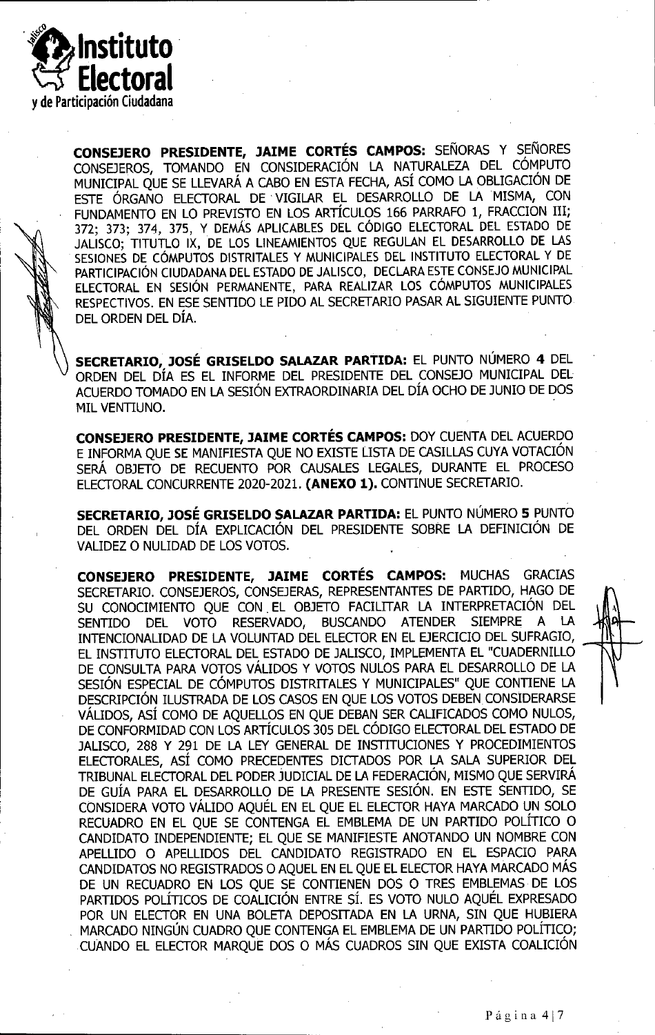**CONSEJERO PRESIDENTE, JAIME CORTÉS CAMPOS:** SEÑORAS Y SEÑORES CONSEJEROS, TOMANDO EN CONSIDERACIÓN LA NATURALEZA DEL CÓMPUTO MUNICIPAL QUE SE LLEVARÁ A CABO EN ESTA FECHA, ASÍ COMO LA OBLIGACIÓN DE ESTE ÓRGANO ELECTORAL DE VIGILAR EL DESARROLLO DE LA MISMA, CON FUNDAMENTO EN LO PREVISTO EN LOS ARTÍCULOS 166 PARRAFO 1, FRACCION III; 372; 373; 374, 375, Y DEMÁS APLICABLES DEL CÓDIGO ELECTORAL DEL ESTADO DE JALISCO; TITUTLO IX, DE LOS LINEAMIENTOS QUE REGULAN EL DESARROLLO DE LAS SESIONES DE CÓMPUTOS DISTRITALES Y MUNICIPALES DEL INSTITUTO ELECTORAL Y DE PARTICIPACIÓN CIUDADANA DEL ESTADO DE JALISCO, DECLARA ESTE CONSEJO MUNICIPAL ELECTORAL EN SESIÓN PERMANENTE, PARA REALIZAR LOS CÓMPUTOS MUNICIPALES RESPECTIVOS. EN ESE SENTIDO LE PIDO AL SECRETARIO PASAR AL SIGUIENTE PUNTO DEL ORDEN DEL DÍA.

**SECRETARIO, JOSÉ GRISELDO SALAZAR PARTIDA:** EL PUNTO NÚMERO **4** DEL ORDEN DEL DÍA ES EL INFORME DEL PRESIDENTE DEL CONSEJO MUNICIPAL DEL ACUERDO TOMADO EN LA SESIÓN EXTRAORDINARIA DEL DÍA OCHO DE JUNIO DE DOS MIL VENTIUNO.

**CONSEJERO PRESIDENTE, JAIME CORTÉS CAMPOS:** DOY CUENTA DEL ACUERDO E INFORMA QUE SE MANIFIESTA QUE NO EXISTE LISTA DE CASILLAS CUYA VOTACIÓN SERÁ OBJETO DE RECUENTO POR CAUSALES LEGALES, DURANTE EL PROCESO ELECTORAL CONCURRENTE 2020-2021. **(ANEXO 1).** CONTINUE SECRETARIO.

**SECRETARIO, JOSÉ GRISELDO SALAZAR PARTIDA:** EL PUNTO NÚMERO **5** PUNTO DEL ORDEN DEL DÍA EXPLICACIÓN DEL PRESIDENTE SOBRE LA DEFINICIÓN DE VALIDEZ O NULIDAD DE LOS VOTOS.

**CONSEJERO PRESIDENTE, JAIME CORTÉS CAMPOS:** MUCHAS GRACIAS SECRETARIO. CONSEJEROS, CONSEJERAS, REPRESENTANTES DE PARTIDO, HAGO DE SU CONOCIMIENTO QUE CON EL OBJETO FACILITAR LA INTERPRETACIÓN DEL SENTIDO DEL VOTO RESERVADO, BUSCANDO ATENDER SIEMPRE A LA INTENCIONALIDAD DE LA VOLUNTAD DEL ELECTOR EN EL EJERCICIO DEL SUFRAGIO, EL INSTITUTO ELECTORAL DEL ESTADO DE JALISCO, IMPLEMENTA EL "CUADERNILLO DE CONSULTA PARA VOTOS VÁLIDOS Y VOTOS NULOS PARA EL DESARROLLO DE LA SESIÓN ESPECIAL DE CÓMPUTOS DISTRITALES Y MUNICIPALES" QUE CONTIENE LA DESCRIPCIÓN ILUSTRADA DE LOS CASOS EN QUE LOS VOTOS DEBEN CONSIDERARSE VÁLIDOS, ASÍ COMO DE AQUELLOS EN QUE DEBAN SER CALIFICADOS COMO NULOS, DE CONFORMIDAD CON LOS ARTÍCULOS 305 DEL CÓDIGO ELECTORAL DEL ESTADO DE JALISCO, 288 Y 291 DE LA LEY GENERAL DE INSTITUCIONES Y PROCEDIMIENTOS ELECTORALES, ASÍ COMO PRECEDENTES DICTADOS POR LA SALA SUPERIOR DEL TRIBUNAL ELECTORAL DEL PODER JUDICIAL DE LA FEDERACIÓN, MISMO QUE SERVIRÁ DE GUÍA PARA EL DESARROLLO DE LA PRESENTE SESIÓN. EN ESTE SENTIDO, SE CONSIDERA VOTO VÁLIDO AQUÉL EN EL QUE EL ELECTOR HAYA MARCADO UN SOLO RECUADRO EN EL QUE SE CONTENGA EL EMBLEMA DE UN PARTIDO POLÍTICO O CANDIDATO INDEPENDIENTE; EL QUE SE MANIFIESTE ANOTANDO UN NOMBRE CON APELLIDO O APELLIDOS DEL CANDIDATO REGISTRADO EN EL ESPACIO PARA CANDIDATOS NO REGISTRADOS O AQUEL EN EL QUE EL ELECTOR HAYA MARCADO MÁS DE UN RECUADRO EN LOS QUE SE CONTIENEN DOS O TRES EMBLEMAS DE LOS PARTIDOS POLÍTICOS DE COALICIÓN ENTRE SÍ. ES VOTO NULO AQUÉL EXPRESADO POR UN ELECTOR EN UNA BOLETA DEPOSITADA EN LA URNA, SIN QUE HUBIERA MARCADO NINGÚN CUADRO QUE CONTENGA EL EMBLEMA DE UN PARTIDO POLÍTICO; CUANDO EL ELECTOR MARQUE DOS O MÁS CUADROS SIN QUE EXISTA COALICIÓN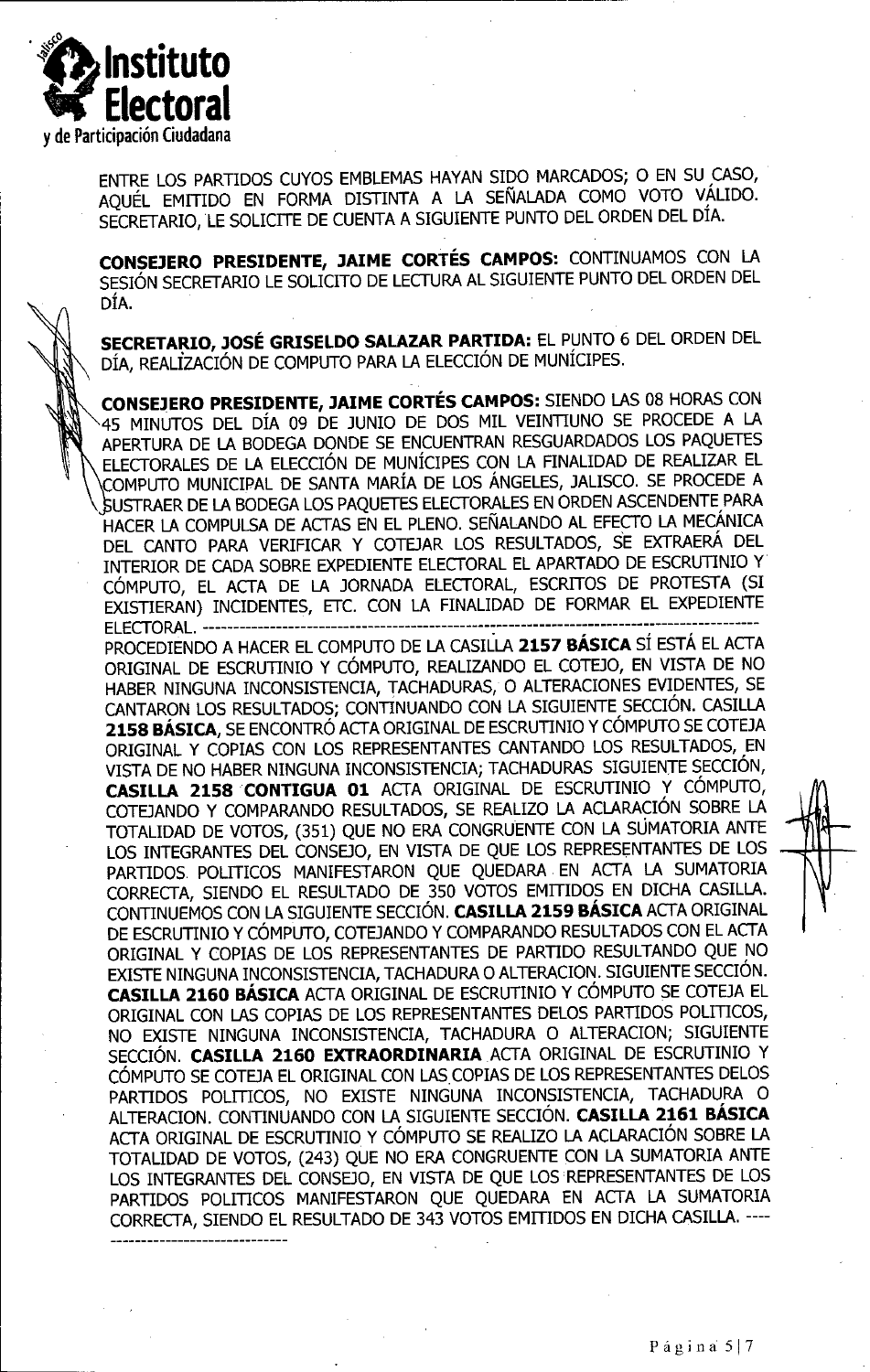ENTRE LOS PARTIDOS CUYOS EMBLEMAS HAYAN SIDO MARCADOS; O EN SU CASO, AQUÉL EMITIDO EN FORMA DISTINTA A LA SEÑALADA COMO VOTO VÁLIDO. SECRETARIO, LE SOLICITE DE CUENTA A SIGUIENTE PUNTO DEL ORDEN DEL DÍA.

**CONSEJERO PRESIDENTE, JAIME CORTÉS CAMPOS:** CONTINUAMOS CON LA SESIÓN SECRETARIO LE SOLICITO DE LECTURA AL SIGUIENTE PUNTO DEL ORDEN DEL DÍA.

**SECRETARIO, JOSÉ GRISELDO SALAZAR PARTIDA:** EL PUNTO 6 DEL ORDEN DEL DÍA, REALIZACIÓN DE COMPUTO PARA LA ELECCIÓN DE MUNÍCIPES.

**CONSEJERO PRESIDENTE, JAIME CORTÉS CAMPOS:** SIENDO LAS 08 HORAS CON 45 MINUTOS DEL DÍA 09 DE JUNIO DE DOS MIL VEINTIUNO SE PROCEDE A LA APERTURA DE LA BODEGA DONDE SE ENCUENTRAN RESGUARDADOS LOS PAQUETES ELECTORALES DE LA ELECCIÓN DE MUNÍCIPES CON LA FINALIDAD DE REALIZAR EL COMPUTO MUNICIPAL DE SANTA MARÍA DE LOS ÁNGELES, JALISCO. SE PROCEDE A SUSTRAER DE LA BODEGA LOS PAQUETES ELECTORALES EN ORDEN ASCENDENTE PARA HACER LA COMPULSA DE ACTAS EN EL PLENO. SEÑALANDO AL EFECTO LA MECÁNICA DEL CANTO PARA VERIFICAR Y COTEJAR LOS RESULTADOS, SE EXTRAERÁ DEL INTERIOR DE CADA SOBRE EXPEDIENTE ELECTORAL EL APARTADO DE ESCRUTINIO Y CÓMPUTO, EL ACTA DE LA JORNADA ELECTORAL, ESCRITOS DE PROTESTA (SI EXISTIERAN) INCIDENTES, ETC. CON LA FINALIDAD DE FORMAR EL EXPEDIENTE ELECTORAL. -----------------------------------------------------------------------------------------------
PROCEDIENDO A HACER EL COMPUTO DE LA CASILLA **2157 BÁSICA** SÍ ESTÁ EL ACTA ORIGINAL DE ESCRUTINIO Y CÓMPUTO, REALIZANDO EL COTEJO, EN VISTA DE NO HABER NINGUNA INCONSISTENCIA, TACHADURAS, O ALTERACIONES EVIDENTES, SE CANTARON LOS RESULTADOS; CONTINUANDO CON LA SIGUIENTE SECCIÓN. CASILLA **2158 BÁSICA**, SE ENCONTRÓ ACTA ORIGINAL DE ESCRUTINIO Y CÓMPUTO SE COTEJA ORIGINAL Y COPIAS CON LOS REPRESENTANTES CANTANDO LOS RESULTADOS, EN VISTA DE NO HABER NINGUNA INCONSISTENCIA; TACHADURAS SIGUIENTE SECCIÓN, **CASILLA 2158 CONTIGUA 01** ACTA ORIGINAL DE ESCRUTINIO Y CÓMPUTO, COTEJANDO Y COMPARANDO RESULTADOS, SE REALIZO LA ACLARACIÓN SOBRE LA TOTALIDAD DE VOTOS, (351) QUE NO ERA CONGRUENTE CON LA SUMATORIA ANTE LOS INTEGRANTES DEL CONSEJO, EN VISTA DE QUE LOS REPRESENTANTES DE LOS PARTIDOS POLITICOS MANIFESTARON QUE QUEDARA EN ACTA LA SUMATORIA CORRECTA, SIENDO EL RESULTADO DE 350 VOTOS EMITIDOS EN DICHA CASILLA. CONTINUEMOS CON LA SIGUIENTE SECCIÓN. **CASILLA 2159 BÁSICA** ACTA ORIGINAL DE ESCRUTINIO Y CÓMPUTO, COTEJANDO Y COMPARANDO RESULTADOS CON EL ACTA ORIGINAL Y COPIAS DE LOS REPRESENTANTES DE PARTIDO RESULTANDO QUE NO EXISTE NINGUNA INCONSISTENCIA, TACHADURA O ALTERACION. SIGUIENTE SECCIÓN. **CASILLA 2160 BÁSICA** ACTA ORIGINAL DE ESCRUTINIO Y CÓMPUTO SE COTEJA EL ORIGINAL CON LAS COPIAS DE LOS REPRESENTANTES DELOS PARTIDOS POLITICOS, NO EXISTE NINGUNA INCONSISTENCIA, TACHADURA O ALTERACION; SIGUIENTE SECCIÓN. **CASILLA 2160 EXTRAORDINARIA** ACTA ORIGINAL DE ESCRUTINIO Y CÓMPUTO SE COTEJA EL ORIGINAL CON LAS COPIAS DE LOS REPRESENTANTES DELOS PARTIDOS POLITICOS, NO EXISTE NINGUNA INCONSISTENCIA, TACHADURA O ALTERACION. CONTINUANDO CON LA SIGUIENTE SECCIÓN. **CASILLA 2161 BÁSICA** ACTA ORIGINAL DE ESCRUTINIO Y CÓMPUTO SE REALIZO LA ACLARACIÓN SOBRE LA TOTALIDAD DE VOTOS, (243) QUE NO ERA CONGRUENTE CON LA SUMATORIA ANTE LOS INTEGRANTES DEL CONSEJO, EN VISTA DE QUE LOS REPRESENTANTES DE LOS PARTIDOS POLITICOS MANIFESTARON QUE QUEDARA EN ACTA LA SUMATORIA CORRECTA, SIENDO EL RESULTADO DE 343 VOTOS EMITIDOS EN DICHA CASILLA. ----
-----------------------------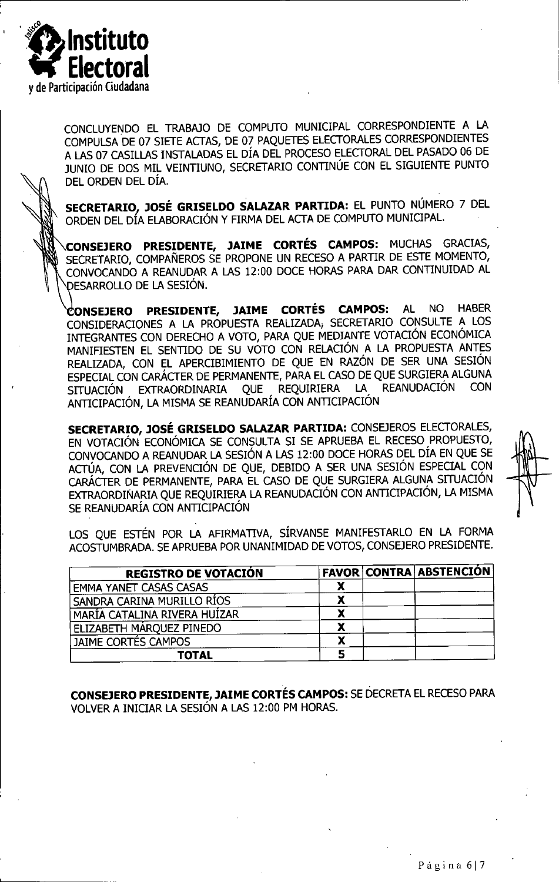CONCLUYENDO EL TRABAJO DE COMPUTO MUNICIPAL CORRESPONDIENTE A LA COMPULSA DE 07 SIETE ACTAS, DE 07 PAQUETES ELECTORALES CORRESPONDIENTES A LAS 07 CASILLAS INSTALADAS EL DÍA DEL PROCESO ELECTORAL DEL PASADO 06 DE JUNIO DE DOS MIL VEINTIUNO, SECRETARIO CONTINÚE CON EL SIGUIENTE PUNTO DEL ORDEN DEL DÍA.

**SECRETARIO, JOSÉ GRISELDO SALAZAR PARTIDA:** EL PUNTO NÚMERO 7 DEL ORDEN DEL DÍA ELABORACIÓN Y FIRMA DEL ACTA DE COMPUTO MUNICIPAL.

**CONSEJERO PRESIDENTE, JAIME CORTÉS CAMPOS:** MUCHAS GRACIAS, SECRETARIO, COMPAÑEROS SE PROPONE UN RECESO A PARTIR DE ESTE MOMENTO, CONVOCANDO A REANUDAR A LAS 12:00 DOCE HORAS PARA DAR CONTINUIDAD AL DESARROLLO DE LA SESIÓN.

**CONSEJERO PRESIDENTE, JAIME CORTÉS CAMPOS:** AL NO HABER CONSIDERACIONES A LA PROPUESTA REALIZADA, SECRETARIO CONSULTE A LOS INTEGRANTES CON DERECHO A VOTO, PARA QUE MEDIANTE VOTACIÓN ECONÓMICA MANIFIESTEN EL SENTIDO DE SU VOTO CON RELACIÓN A LA PROPUESTA ANTES REALIZADA, CON EL APERCIBIMIENTO DE QUE EN RAZÓN DE SER UNA SESIÓN ESPECIAL CON CARÁCTER DE PERMANENTE, PARA EL CASO DE QUE SURGIERA ALGUNA SITUACIÓN EXTRAORDINARIA QUE REQUIRIERA LA REANUDACIÓN CON ANTICIPACIÓN, LA MISMA SE REANUDARÍA CON ANTICIPACIÓN

**SECRETARIO, JOSÉ GRISELDO SALAZAR PARTIDA:** CONSEJEROS ELECTORALES, EN VOTACIÓN ECONÓMICA SE CONSULTA SI SE APRUEBA EL RECESO PROPUESTO, CONVOCANDO A REANUDAR LA SESIÓN A LAS 12:00 DOCE HORAS DEL DÍA EN QUE SE ACTÚA, CON LA PREVENCIÓN DE QUE, DEBIDO A SER UNA SESIÓN ESPECIAL CON CARÁCTER DE PERMANENTE, PARA EL CASO DE QUE SURGIERA ALGUNA SITUACIÓN EXTRAORDIÑARIA QUE REQUIRIERA LA REANUDACIÓN CON ANTICIPACIÓN, LA MISMA SE REANUDARÍA CON ANTICIPACIÓN

LOS QUE ESTÉN POR LA AFIRMATIVA, SÍRVANSE MANIFESTARLO EN LA FORMA ACOSTUMBRADA. SE APRUEBA POR UNANIMIDAD DE VOTOS, CONSEJERO PRESIDENTE.

| REGISTRO DE VOTACIÓN | FAVOR | CONTRA | ABSTENCIÓN |
|---|---|---|---|
| EMMA YANET CASAS CASAS | X | | |
| SANDRA CARINA MURILLO RÍOS | X | | |
| MARÍA CATALINA RIVERA HUÍZAR | X | | |
| ELIZABETH MÁRQUEZ PINEDO | X | | |
| JAIME CORTÉS CAMPOS | X | | |
| **TOTAL** | 5 | | |

**CONSEJERO PRESIDENTE, JAIME CORTÉS CAMPOS:** SE DECRETA EL RECESO PARA VOLVER A INICIAR LA SESIÓN A LAS 12:00 PM HORAS.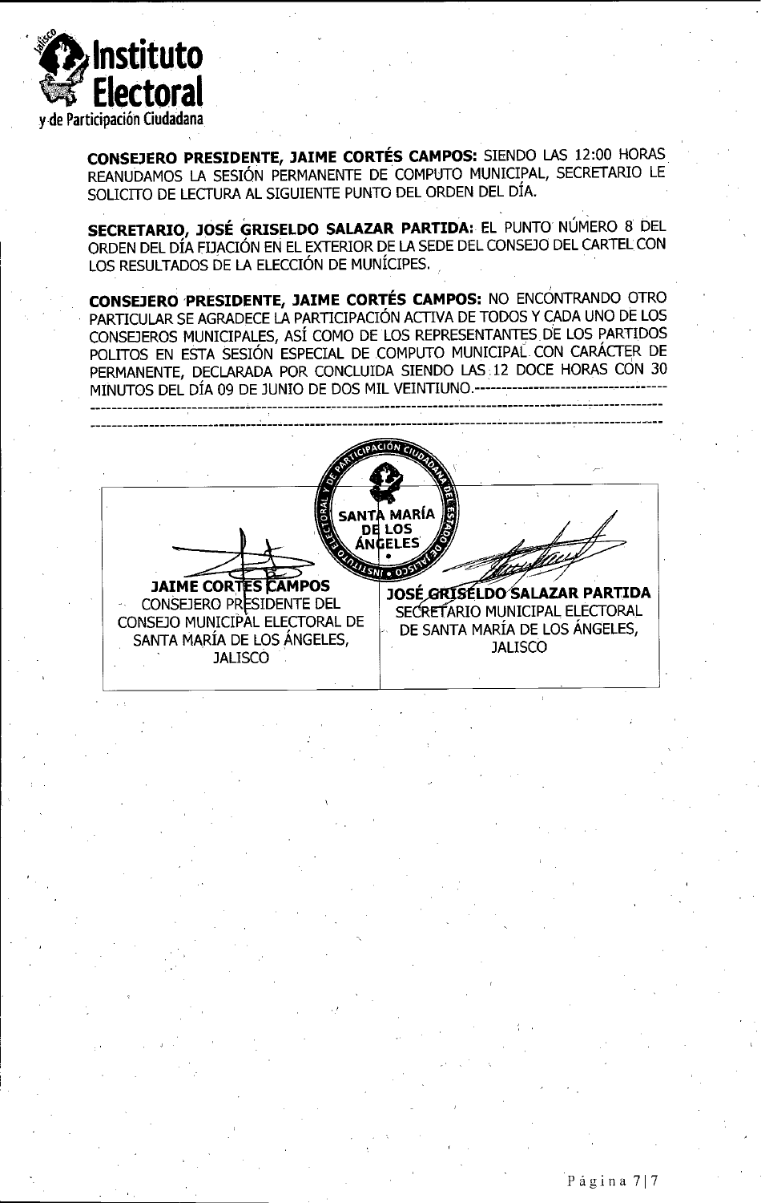**CONSEJERO PRESIDENTE, JAIME CORTÉS CAMPOS:** SIENDO LAS 12:00 HORAS REANUDAMOS LA SESIÓN PERMANENTE DE COMPUTO MUNICIPAL, SECRETARIO LE SOLICITO DE LECTURA AL SIGUIENTE PUNTO DEL ORDEN DEL DÍA.

**SECRETARIO, JOSÉ GRISELDO SALAZAR PARTIDA:** EL PUNTO NÚMERO 8 DEL ORDEN DEL DÍA FIJACIÓN EN EL EXTERIOR DE LA SEDE DEL CONSEJO DEL CARTEL CON LOS RESULTADOS DE LA ELECCIÓN DE MUNÍCIPES.

**CONSEJERO PRESIDENTE, JAIME CORTÉS CAMPOS:** NO ENCONTRANDO OTRO PARTICULAR SE AGRADECE LA PARTICIPACIÓN ACTIVA DE TODOS Y CADA UNO DE LOS CONSEJEROS MUNICIPALES, ASÍ COMO DE LOS REPRESENTANTES DE LOS PARTIDOS POLITOS EN ESTA SESIÓN ESPECIAL DE COMPUTO MUNICIPAL CON CARÁCTER DE PERMANENTE, DECLARADA POR CONCLUIDA SIENDO LAS 12 DOCE HORAS CON 30 MINUTOS DEL DÍA 09 DE JUNIO DE DOS MIL VEINTIUNO.-----------------------------------

| | |
|---|---|
| **JAIME CORTES CAMPOS**<br>CONSEJERO PRESIDENTE DEL CONSEJO MUNICIPAL ELECTORAL DE SANTA MARÍA DE LOS ÁNGELES, JALISCO | **JOSÉ GRISELDO SALAZAR PARTIDA**<br>SECRETARIO MUNICIPAL ELECTORAL DE SANTA MARÍA DE LOS ÁNGELES, JALISCO |